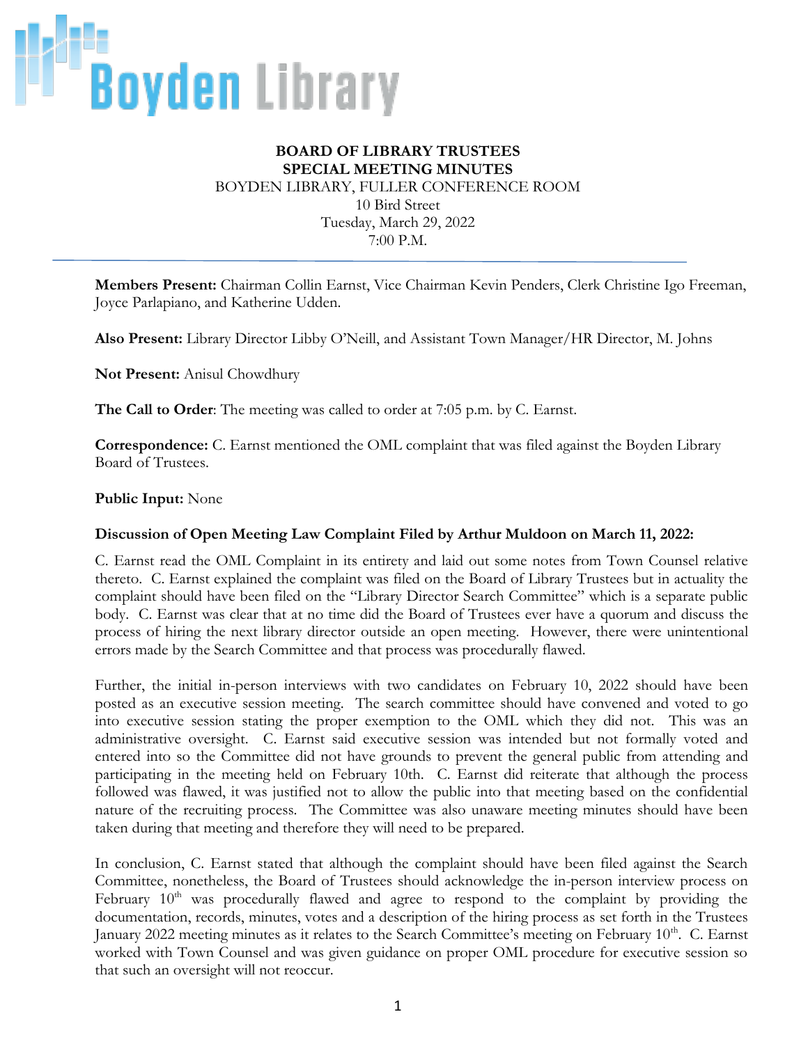Boyden Library

**BOARD OF LIBRARY TRUSTEES**
**SPECIAL MEETING MINUTES**
BOYDEN LIBRARY, FULLER CONFERENCE ROOM
10 Bird Street
Tuesday, March 29, 2022
7:00 P.M.

---

**Members Present:** Chairman Collin Earnst, Vice Chairman Kevin Penders, Clerk Christine Igo Freeman, Joyce Parlapiano, and Katherine Udden.

**Also Present:** Library Director Libby O'Neill, and Assistant Town Manager/HR Director, M. Johns

**Not Present:** Anisul Chowdhury

**The Call to Order**: The meeting was called to order at 7:05 p.m. by C. Earnst.

**Correspondence:** C. Earnst mentioned the OML complaint that was filed against the Boyden Library Board of Trustees.

**Public Input:** None

**Discussion of Open Meeting Law Complaint Filed by Arthur Muldoon on March 11, 2022:**

C. Earnst read the OML Complaint in its entirety and laid out some notes from Town Counsel relative thereto. C. Earnst explained the complaint was filed on the Board of Library Trustees but in actuality the complaint should have been filed on the "Library Director Search Committee" which is a separate public body. C. Earnst was clear that at no time did the Board of Trustees ever have a quorum and discuss the process of hiring the next library director outside an open meeting. However, there were unintentional errors made by the Search Committee and that process was procedurally flawed.

Further, the initial in-person interviews with two candidates on February 10, 2022 should have been posted as an executive session meeting. The search committee should have convened and voted to go into executive session stating the proper exemption to the OML which they did not. This was an administrative oversight. C. Earnst said executive session was intended but not formally voted and entered into so the Committee did not have grounds to prevent the general public from attending and participating in the meeting held on February 10th. C. Earnst did reiterate that although the process followed was flawed, it was justified not to allow the public into that meeting based on the confidential nature of the recruiting process. The Committee was also unaware meeting minutes should have been taken during that meeting and therefore they will need to be prepared.

In conclusion, C. Earnst stated that although the complaint should have been filed against the Search Committee, nonetheless, the Board of Trustees should acknowledge the in-person interview process on February 10th was procedurally flawed and agree to respond to the complaint by providing the documentation, records, minutes, votes and a description of the hiring process as set forth in the Trustees January 2022 meeting minutes as it relates to the Search Committee's meeting on February 10th. C. Earnst worked with Town Counsel and was given guidance on proper OML procedure for executive session so that such an oversight will not reoccur.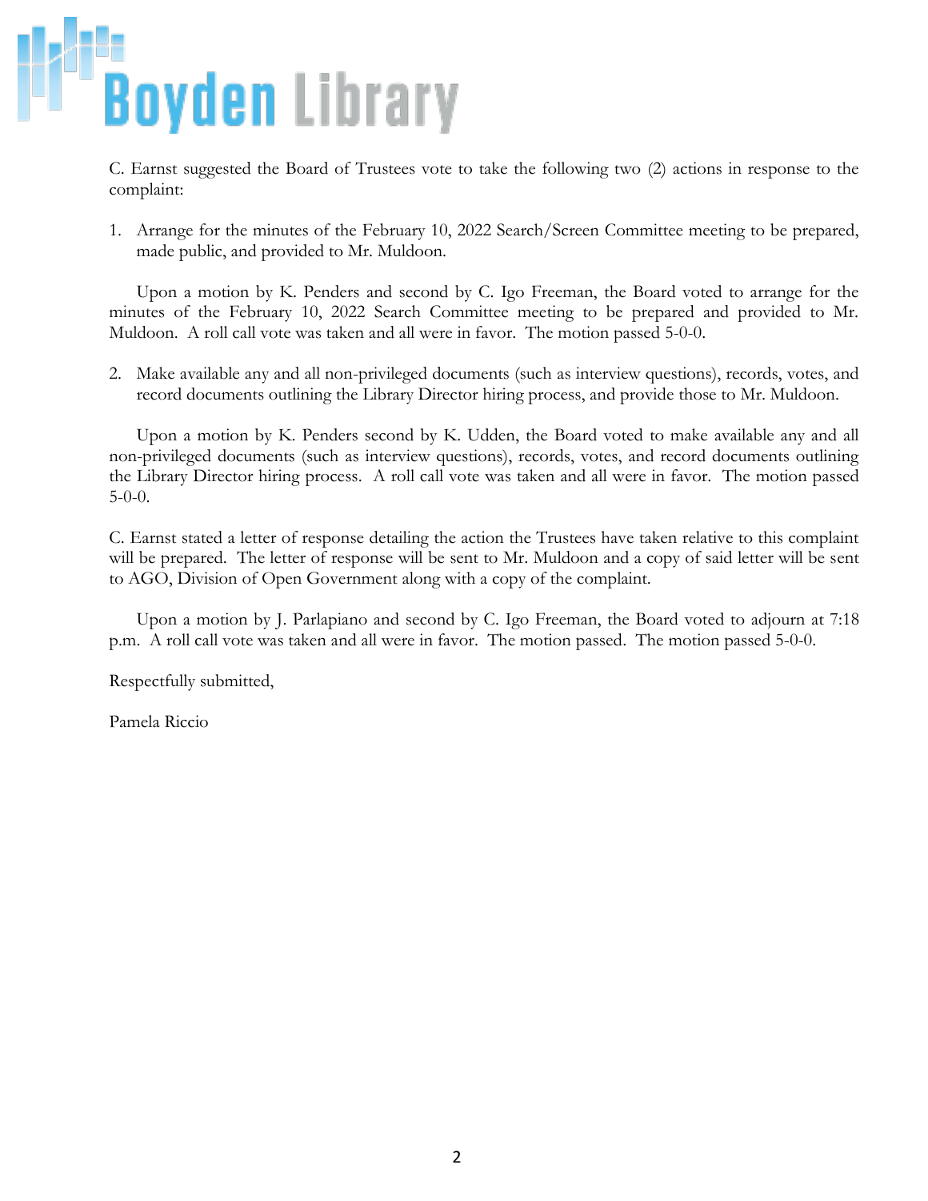C. Earnst suggested the Board of Trustees vote to take the following two (2) actions in response to the complaint:

1. Arrange for the minutes of the February 10, 2022 Search/Screen Committee meeting to be prepared, made public, and provided to Mr. Muldoon.

   Upon a motion by K. Penders and second by C. Igo Freeman, the Board voted to arrange for the minutes of the February 10, 2022 Search Committee meeting to be prepared and provided to Mr. Muldoon. A roll call vote was taken and all were in favor. The motion passed 5-0-0.

2. Make available any and all non-privileged documents (such as interview questions), records, votes, and record documents outlining the Library Director hiring process, and provide those to Mr. Muldoon.

   Upon a motion by K. Penders second by K. Udden, the Board voted to make available any and all non-privileged documents (such as interview questions), records, votes, and record documents outlining the Library Director hiring process. A roll call vote was taken and all were in favor. The motion passed 5-0-0.

C. Earnst stated a letter of response detailing the action the Trustees have taken relative to this complaint will be prepared. The letter of response will be sent to Mr. Muldoon and a copy of said letter will be sent to AGO, Division of Open Government along with a copy of the complaint.

Upon a motion by J. Parlapiano and second by C. Igo Freeman, the Board voted to adjourn at 7:18 p.m. A roll call vote was taken and all were in favor. The motion passed. The motion passed 5-0-0.

Respectfully submitted,

Pamela Riccio